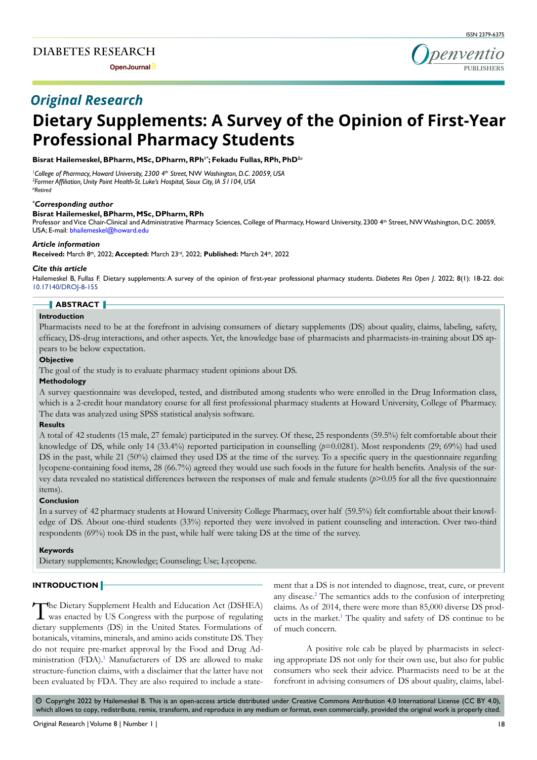ISSN 2379-6375

DIABETES RESEARCH

OpenJournal

# Original Research

# Dietary Supplements: A Survey of the Opinion of First-Year Professional Pharmacy Students

**Bisrat Hailemeskel, BPharm, MSc, DPharm, RPh[1*]; Fekadu Fullas, RPh, PhD[2#]**

[1]*College of Pharmacy, Howard University, 2300 4th Street, NW Washington, D.C. 20059, USA*
[2]*Former Affiliation, Unity Point Health-St. Luke's Hospital, Sioux City, IA 51104, USA*
[#]*Retired*

***Corresponding author***
**Bisrat Hailemeskel, BPharm, MSc, DPharm, RPh**
Professor and Vice Chair-Clinical and Administrative Pharmacy Sciences, College of Pharmacy, Howard University, 2300 4th Street, NW Washington, D.C. 20059, USA; E-mail: bhailemeskel@howard.edu

***Article information***
**Received:** March 8th, 2022; **Accepted:** March 23rd, 2022; **Published:** March 24th, 2022

***Cite this article***
Hailemeskel B, Fullas F. Dietary supplements: A survey of the opinion of first-year professional pharmacy students. *Diabetes Res Open J*. 2022; 8(1): 18-22. doi: 10.17140/DROJ-8-155

## ABSTRACT

**Introduction**

Pharmacists need to be at the forefront in advising consumers of dietary supplements (DS) about quality, claims, labeling, safety, efficacy, DS-drug interactions, and other aspects. Yet, the knowledge base of pharmacists and pharmacists-in-training about DS appears to be below expectation.

**Objective**

The goal of the study is to evaluate pharmacy student opinions about DS.

**Methodology**

A survey questionnaire was developed, tested, and distributed among students who were enrolled in the Drug Information class, which is a 2-credit hour mandatory course for all first professional pharmacy students at Howard University, College of Pharmacy. The data was analyzed using SPSS statistical analysis software.

**Results**

A total of 42 students (15 male, 27 female) participated in the survey. Of these, 25 respondents (59.5%) felt comfortable about their knowledge of DS, while only 14 (33.4%) reported participation in counselling ($p$=0.0281). Most respondents (29; 69%) had used DS in the past, while 21 (50%) claimed they used DS at the time of the survey. To a specific query in the questionnaire regarding lycopene-containing food items, 28 (66.7%) agreed they would use such foods in the future for health benefits. Analysis of the survey data revealed no statistical differences between the responses of male and female students ($p$>0.05 for all the five questionnaire items).

**Conclusion**

In a survey of 42 pharmacy students at Howard University College Pharmacy, over half (59.5%) felt comfortable about their knowledge of DS. About one-third students (33%) reported they were involved in patient counseling and interaction. Over two-third respondents (69%) took DS in the past, while half were taking DS at the time of the survey.

**Keywords**

Dietary supplements; Knowledge; Counseling; Use; Lycopene.

## INTRODUCTION

The Dietary Supplement Health and Education Act (DSHEA) was enacted by US Congress with the purpose of regulating dietary supplements (DS) in the United States. Formulations of botanicals, vitamins, minerals, and amino acids constitute DS. They do not require pre-market approval by the Food and Drug Administration (FDA).[1] Manufacturers of DS are allowed to make structure-function claims, with a disclaimer that the latter have not been evaluated by FDA. They are also required to include a statement that a DS is not intended to diagnose, treat, cure, or prevent any disease.[2] The semantics adds to the confusion of interpreting claims. As of 2014, there were more than 85,000 diverse DS products in the market.[1] The quality and safety of DS continue to be of much concern.

A positive role cab be played by pharmacists in selecting appropriate DS not only for their own use, but also for public consumers who seek their advice. Pharmacists need to be at the forefront in advising consumers of DS about quality, claims, label-

© Copyright 2022 by Hailemeskel B. This is an open-access article distributed under Creative Commons Attribution 4.0 International License (CC BY 4.0), which allows to copy, redistribute, remix, transform, and reproduce in any medium or format, even commercially, provided the original work is properly cited.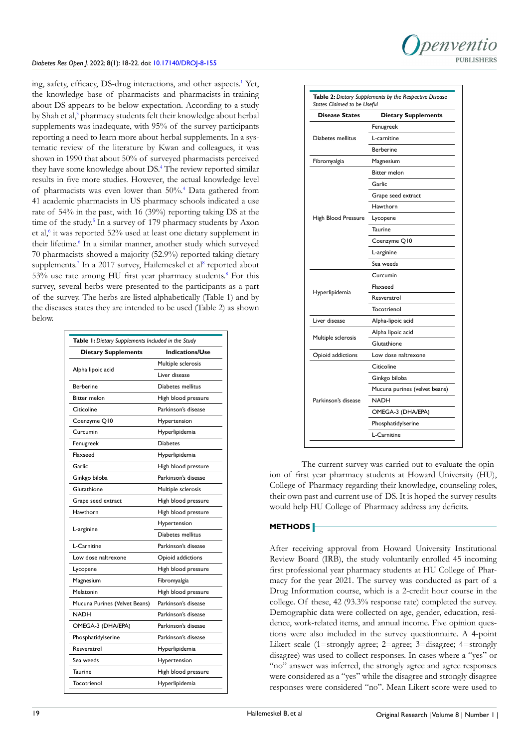ing, safety, efficacy, DS-drug interactions, and other aspects.[1] Yet, the knowledge base of pharmacists and pharmacists-in-training about DS appears to be below expectation. According to a study by Shah et al,[3] pharmacy students felt their knowledge about herbal supplements was inadequate, with 95% of the survey participants reporting a need to learn more about herbal supplements. In a systematic review of the literature by Kwan and colleagues, it was shown in 1990 that about 50% of surveyed pharmacists perceived they have some knowledge about DS.[4] The review reported similar results in five more studies. However, the actual knowledge level of pharmacists was even lower than 50%.[4] Data gathered from 41 academic pharmacists in US pharmacy schools indicated a use rate of 54% in the past, with 16 (39%) reporting taking DS at the time of the study.[5] In a survey of 179 pharmacy students by Axon et al,[6] it was reported 52% used at least one dietary supplement in their lifetime.[6] In a similar manner, another study which surveyed 70 pharmacists showed a majority (52.9%) reported taking dietary supplements.[7] In a 2017 survey, Hailemeskel et al[8] reported about 53% use rate among HU first year pharmacy students.[8] For this survey, several herbs were presented to the participants as a part of the survey. The herbs are listed alphabetically (Table 1) and by the diseases states they are intended to be used (Table 2) as shown below.

**Table 1:** *Dietary Supplements Included in the Study*

| Dietary Supplements | Indications/Use |
|---|---|
| Alpha lipoic acid | Multiple sclerosis |
| | Liver disease |
| Berberine | Diabetes mellitus |
| Bitter melon | High blood pressure |
| Citicoline | Parkinson's disease |
| Coenzyme Q10 | Hypertension |
| Curcumin | Hyperlipidemia |
| Fenugreek | Diabetes |
| Flaxseed | Hyperlipidemia |
| Garlic | High blood pressure |
| Ginkgo biloba | Parkinson's disease |
| Glutathione | Multiple sclerosis |
| Grape seed extract | High blood pressure |
| Hawthorn | High blood pressure |
| L-arginine | Hypertension |
| | Diabetes mellitus |
| L-Carnitine | Parkinson's disease |
| Low dose naltrexone | Opioid addictions |
| Lycopene | High blood pressure |
| Magnesium | Fibromyalgia |
| Melatonin | High blood pressure |
| Mucuna Purines (Velvet Beans) | Parkinson's disease |
| NADH | Parkinson's disease |
| OMEGA-3 (DHA/EPA) | Parkinson's disease |
| Phosphatidylserine | Parkinson's disease |
| Resveratrol | Hyperlipidemia |
| Sea weeds | Hypertension |
| Taurine | High blood pressure |
| Tocotrienol | Hyperlipidemia |

**Table 2:** *Dietary Supplements by the Respective Disease States Claimed to be Useful*

| Disease States | Dietary Supplements |
|---|---|
| Diabetes mellitus | Fenugreek |
| | L-carnitine |
| | Berberine |
| Fibromyalgia | Magnesium |
| High Blood Pressure | Bitter melon |
| | Garlic |
| | Grape seed extract |
| | Hawthorn |
| | Lycopene |
| | Taurine |
| | Coenzyme Q10 |
| | L-arginine |
| | Sea weeds |
| Hyperlipidemia | Curcumin |
| | Flaxseed |
| | Resveratrol |
| | Tocotrienol |
| Liver disease | Alpha-lipoic acid |
| Multiple sclerosis | Alpha lipoic acid |
| | Glutathione |
| Opioid addictions | Low dose naltrexone |
| Parkinson's disease | Citicoline |
| | Ginkgo biloba |
| | Mucuna purines (velvet beans) |
| | NADH |
| | OMEGA-3 (DHA/EPA) |
| | Phosphatidylserine |
| | L-Carnitine |

The current survey was carried out to evaluate the opinion of first year pharmacy students at Howard University (HU), College of Pharmacy regarding their knowledge, counseling roles, their own past and current use of DS. It is hoped the survey results would help HU College of Pharmacy address any deficits.

## METHODS

After receiving approval from Howard University Institutional Review Board (IRB), the study voluntarily enrolled 45 incoming first professional year pharmacy students at HU College of Pharmacy for the year 2021. The survey was conducted as part of a Drug Information course, which is a 2-credit hour course in the college. Of these, 42 (93.3% response rate) completed the survey. Demographic data were collected on age, gender, education, residence, work-related items, and annual income. Five opinion questions were also included in the survey questionnaire. A 4-point Likert scale (1=strongly agree; 2=agree; 3=disagree; 4=strongly disagree) was used to collect responses. In cases where a "yes" or "no" answer was inferred, the strongly agree and agree responses were considered as a "yes" while the disagree and strongly disagree responses were considered "no". Mean Likert score were used to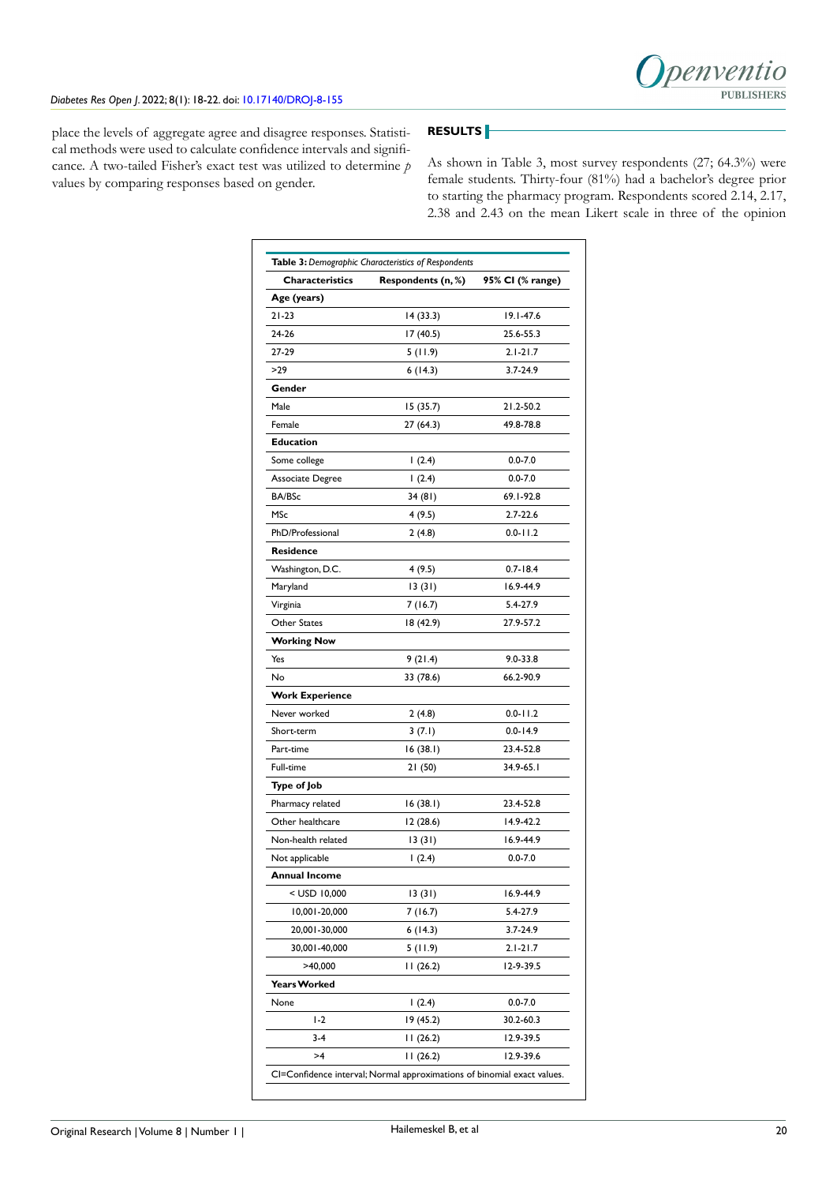place the levels of aggregate agree and disagree responses. Statistical methods were used to calculate confidence intervals and significance. A two-tailed Fisher's exact test was utilized to determine *p* values by comparing responses based on gender.

## RESULTS

As shown in Table 3, most survey respondents (27; 64.3%) were female students. Thirty-four (81%) had a bachelor's degree prior to starting the pharmacy program. Respondents scored 2.14, 2.17, 2.38 and 2.43 on the mean Likert scale in three of the opinion

**Table 3:** *Demographic Characteristics of Respondents*

| Characteristics | Respondents (n, %) | 95% CI (% range) |
|---|---|---|
| **Age (years)** | | |
| 21-23 | 14 (33.3) | 19.1-47.6 |
| 24-26 | 17 (40.5) | 25.6-55.3 |
| 27-29 | 5 (11.9) | 2.1-21.7 |
| >29 | 6 (14.3) | 3.7-24.9 |
| **Gender** | | |
| Male | 15 (35.7) | 21.2-50.2 |
| Female | 27 (64.3) | 49.8-78.8 |
| **Education** | | |
| Some college | 1 (2.4) | 0.0-7.0 |
| Associate Degree | 1 (2.4) | 0.0-7.0 |
| BA/BSc | 34 (81) | 69.1-92.8 |
| MSc | 4 (9.5) | 2.7-22.6 |
| PhD/Professional | 2 (4.8) | 0.0-11.2 |
| **Residence** | | |
| Washington, D.C. | 4 (9.5) | 0.7-18.4 |
| Maryland | 13 (31) | 16.9-44.9 |
| Virginia | 7 (16.7) | 5.4-27.9 |
| Other States | 18 (42.9) | 27.9-57.2 |
| **Working Now** | | |
| Yes | 9 (21.4) | 9.0-33.8 |
| No | 33 (78.6) | 66.2-90.9 |
| **Work Experience** | | |
| Never worked | 2 (4.8) | 0.0-11.2 |
| Short-term | 3 (7.1) | 0.0-14.9 |
| Part-time | 16 (38.1) | 23.4-52.8 |
| Full-time | 21 (50) | 34.9-65.1 |
| **Type of Job** | | |
| Pharmacy related | 16 (38.1) | 23.4-52.8 |
| Other healthcare | 12 (28.6) | 14.9-42.2 |
| Non-health related | 13 (31) | 16.9-44.9 |
| Not applicable | 1 (2.4) | 0.0-7.0 |
| **Annual Income** | | |
| < USD 10,000 | 13 (31) | 16.9-44.9 |
| 10,001-20,000 | 7 (16.7) | 5.4-27.9 |
| 20,001-30,000 | 6 (14.3) | 3.7-24.9 |
| 30,001-40,000 | 5 (11.9) | 2.1-21.7 |
| >40,000 | 11 (26.2) | 12-9-39.5 |
| **Years Worked** | | |
| None | 1 (2.4) | 0.0-7.0 |
| 1-2 | 19 (45.2) | 30.2-60.3 |
| 3-4 | 11 (26.2) | 12.9-39.5 |
| >4 | 11 (26.2) | 12.9-39.6 |

CI=Confidence interval; Normal approximations of binomial exact values.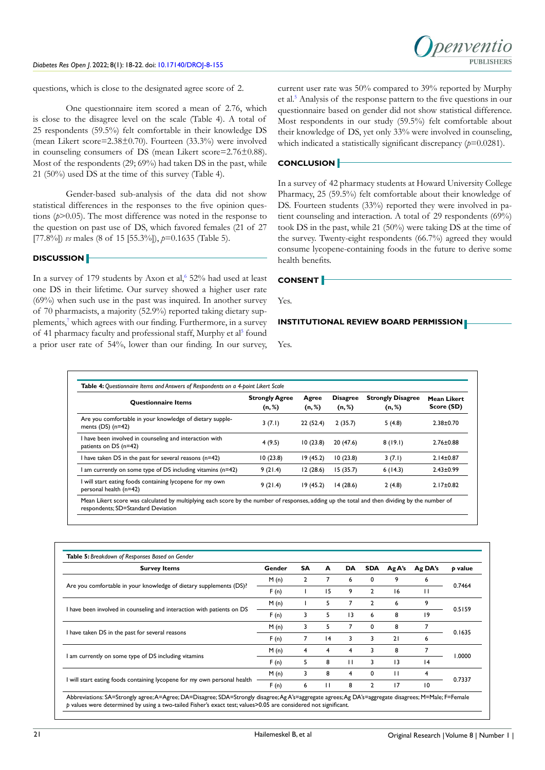questions, which is close to the designated agree score of 2.

One questionnaire item scored a mean of 2.76, which is close to the disagree level on the scale (Table 4). A total of 25 respondents (59.5%) felt comfortable in their knowledge DS (mean Likert score=2.38±0.70). Fourteen (33.3%) were involved in counseling consumers of DS (mean Likert score=2.76±0.88). Most of the respondents (29; 69%) had taken DS in the past, while 21 (50%) used DS at the time of this survey (Table 4).

Gender-based sub-analysis of the data did not show statistical differences in the responses to the five opinion questions ($p$>0.05). The most difference was noted in the response to the question on past use of DS, which favored females (21 of 27 [77.8%]) *vs* males (8 of 15 [55.3%]), $p$=0.1635 (Table 5).

## DISCUSSION

In a survey of 179 students by Axon et al,[6] 52% had used at least one DS in their lifetime. Our survey showed a higher user rate (69%) when such use in the past was inquired. In another survey of 70 pharmacists, a majority (52.9%) reported taking dietary supplements,[7] which agrees with our finding. Furthermore, in a survey of 41 pharmacy faculty and professional staff, Murphy et al[5] found a prior user rate of 54%, lower than our finding. In our survey, current user rate was 50% compared to 39% reported by Murphy et al.[5] Analysis of the response pattern to the five questions in our questionnaire based on gender did not show statistical difference. Most respondents in our study (59.5%) felt comfortable about their knowledge of DS, yet only 33% were involved in counseling, which indicated a statistically significant discrepancy ($p$=0.0281).

## CONCLUSION

In a survey of 42 pharmacy students at Howard University College Pharmacy, 25 (59.5%) felt comfortable about their knowledge of DS. Fourteen students (33%) reported they were involved in patient counseling and interaction. A total of 29 respondents (69%) took DS in the past, while 21 (50%) were taking DS at the time of the survey. Twenty-eight respondents (66.7%) agreed they would consume lycopene-containing foods in the future to derive some health benefits.

## CONSENT

Yes.

## INSTITUTIONAL REVIEW BOARD PERMISSION

Yes.

**Table 4:** *Questionnaire Items and Answers of Respondents on a 4-point Likert Scale*

| Questionnaire Items | Strongly Agree (n, %) | Agree (n, %) | Disagree (n, %) | Strongly Disagree (n, %) | Mean Likert Score (SD) |
|---|---|---|---|---|---|
| Are you comfortable in your knowledge of dietary supplements (DS) (n=42) | 3 (7.1) | 22 (52.4) | 2 (35.7) | 5 (4.8) | 2.38±0.70 |
| I have been involved in counseling and interaction with patients on DS (n=42) | 4 (9.5) | 10 (23.8) | 20 (47.6) | 8 (19.1) | 2.76±0.88 |
| I have taken DS in the past for several reasons (n=42) | 10 (23.8) | 19 (45.2) | 10 (23.8) | 3 (7.1) | 2.14±0.87 |
| I am currently on some type of DS including vitamins (n=42) | 9 (21.4) | 12 (28.6) | 15 (35.7) | 6 (14.3) | 2.43±0.99 |
| I will start eating foods containing lycopene for my own personal health (n=42) | 9 (21.4) | 19 (45.2) | 14 (28.6) | 2 (4.8) | 2.17±0.82 |

Mean Likert score was calculated by multiplying each score by the number of responses, adding up the total and then dividing by the number of respondents; SD=Standard Deviation

**Table 5:** *Breakdown of Responses Based on Gender*

| Survey Items | Gender | SA | A | DA | SDA | Ag A's | Ag DA's | p value |
|---|---|---|---|---|---|---|---|---|
| Are you comfortable in your knowledge of dietary supplements (DS)? | M (n) | 2 | 7 | 6 | 0 | 9 | 6 | 0.7464 |
| | F (n) | 1 | 15 | 9 | 2 | 16 | 11 | |
| I have been involved in counseling and interaction with patients on DS | M (n) | 1 | 5 | 7 | 2 | 6 | 9 | 0.5159 |
| | F (n) | 3 | 5 | 13 | 6 | 8 | 19 | |
| I have taken DS in the past for several reasons | M (n) | 3 | 5 | 7 | 0 | 8 | 7 | 0.1635 |
| | F (n) | 7 | 14 | 3 | 3 | 21 | 6 | |
| I am currently on some type of DS including vitamins | M (n) | 4 | 4 | 4 | 3 | 8 | 7 | 1.0000 |
| | F (n) | 5 | 8 | 11 | 3 | 13 | 14 | |
| I will start eating foods containing lycopene for my own personal health | M (n) | 3 | 8 | 4 | 0 | 11 | 4 | 0.7337 |
| | F (n) | 6 | 11 | 8 | 2 | 17 | 10 | |

Abbreviations: SA=Strongly agree; A=Agree; DA=Disagree; SDA=Strongly disagree; Ag A's=aggregate agrees; Ag DA's=aggregate disagrees; M=Male; F=Female
*p* values were determined by using a two-tailed Fisher's exact test; values>0.05 are considered not significant.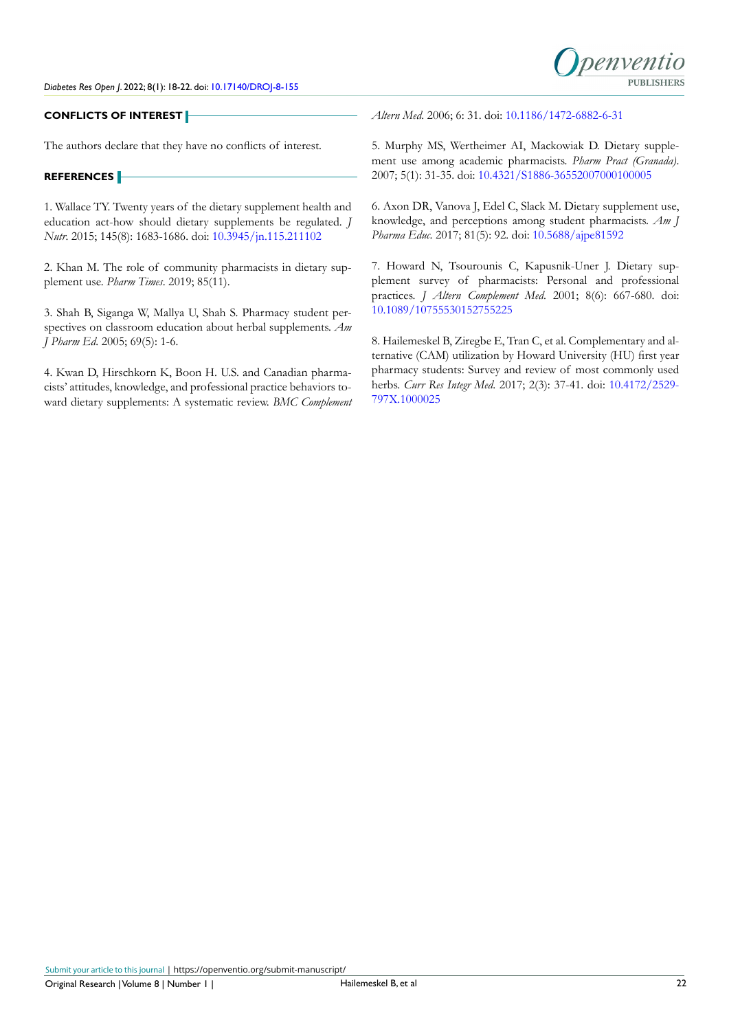## CONFLICTS OF INTEREST

The authors declare that they have no conflicts of interest.

## REFERENCES

1. Wallace TY. Twenty years of the dietary supplement health and education act-how should dietary supplements be regulated. *J Nutr*. 2015; 145(8): 1683-1686. doi: 10.3945/jn.115.211102

2. Khan M. The role of community pharmacists in dietary supplement use. *Pharm Times*. 2019; 85(11).

3. Shah B, Siganga W, Mallya U, Shah S. Pharmacy student perspectives on classroom education about herbal supplements. *Am J Pharm Ed*. 2005; 69(5): 1-6.

4. Kwan D, Hirschkorn K, Boon H. U.S. and Canadian pharmacists' attitudes, knowledge, and professional practice behaviors toward dietary supplements: A systematic review. *BMC Complement Altern Med*. 2006; 6: 31. doi: 10.1186/1472-6882-6-31

5. Murphy MS, Wertheimer AI, Mackowiak D. Dietary supplement use among academic pharmacists. *Pharm Pract (Granada)*. 2007; 5(1): 31-35. doi: 10.4321/S1886-36552007000100005

6. Axon DR, Vanova J, Edel C, Slack M. Dietary supplement use, knowledge, and perceptions among student pharmacists. *Am J Pharma Educ*. 2017; 81(5): 92. doi: 10.5688/ajpe81592

7. Howard N, Tsourounis C, Kapusnik-Uner J. Dietary supplement survey of pharmacists: Personal and professional practices. *J Altern Complement Med*. 2001; 8(6): 667-680. doi: 10.1089/10755530152755225

8. Hailemeskel B, Ziregbe E, Tran C, et al. Complementary and alternative (CAM) utilization by Howard University (HU) first year pharmacy students: Survey and review of most commonly used herbs. *Curr Res Integr Med*. 2017; 2(3): 37-41. doi: 10.4172/2529-797X.1000025